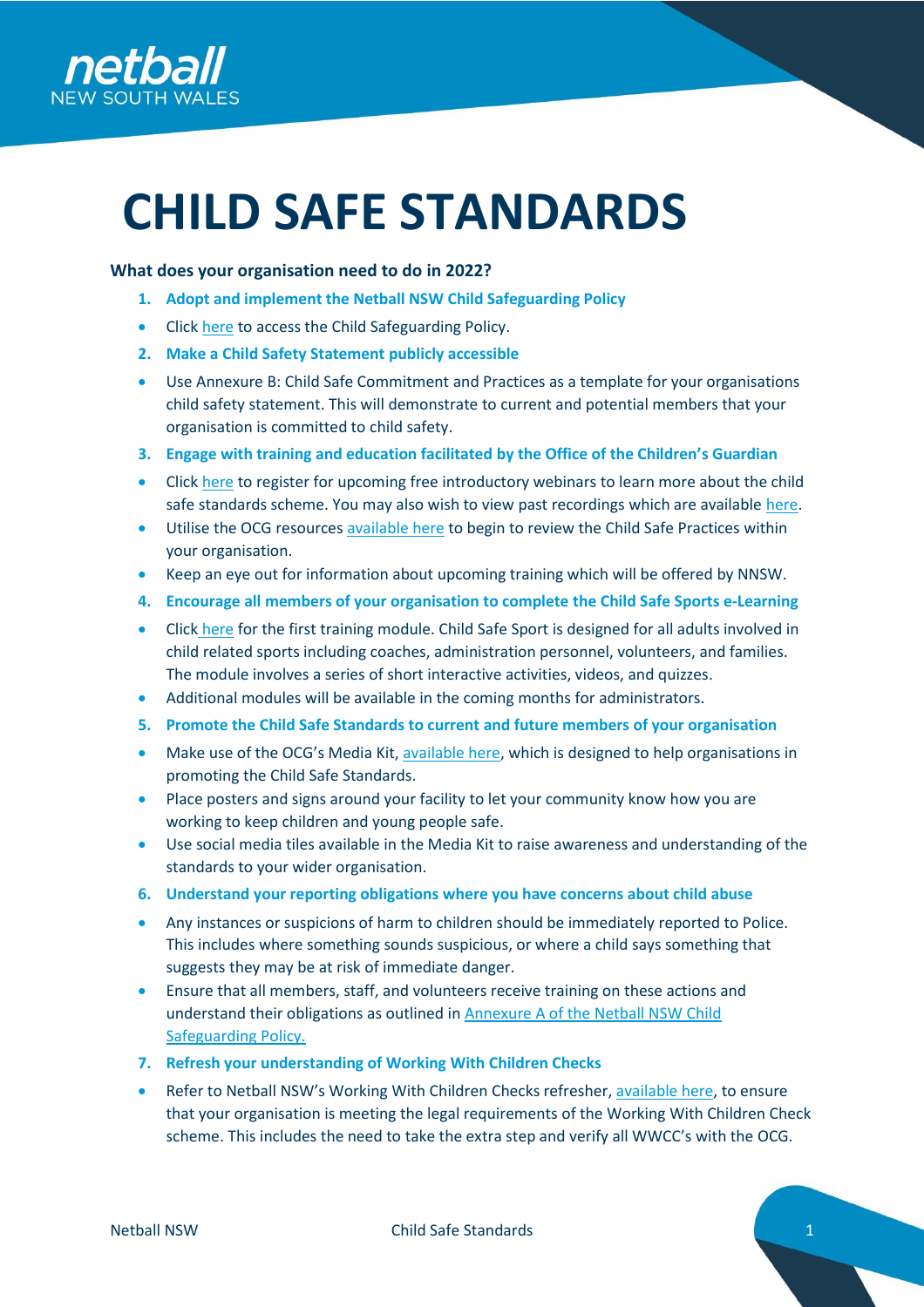# CHILD SAFE STANDARDS

**What does your organisation need to do in 2022?**

1. **Adopt and implement the Netball NSW Child Safeguarding Policy**
   - Click here to access the Child Safeguarding Policy.
2. **Make a Child Safety Statement publicly accessible**
   - Use Annexure B: Child Safe Commitment and Practices as a template for your organisations child safety statement. This will demonstrate to current and potential members that your organisation is committed to child safety.
3. **Engage with training and education facilitated by the Office of the Children's Guardian**
   - Click here to register for upcoming free introductory webinars to learn more about the child safe standards scheme. You may also wish to view past recordings which are available here.
   - Utilise the OCG resources available here to begin to review the Child Safe Practices within your organisation.
   - Keep an eye out for information about upcoming training which will be offered by NNSW.
4. **Encourage all members of your organisation to complete the Child Safe Sports e-Learning**
   - Click here for the first training module. Child Safe Sport is designed for all adults involved in child related sports including coaches, administration personnel, volunteers, and families. The module involves a series of short interactive activities, videos, and quizzes.
   - Additional modules will be available in the coming months for administrators.
5. **Promote the Child Safe Standards to current and future members of your organisation**
   - Make use of the OCG's Media Kit, available here, which is designed to help organisations in promoting the Child Safe Standards.
   - Place posters and signs around your facility to let your community know how you are working to keep children and young people safe.
   - Use social media tiles available in the Media Kit to raise awareness and understanding of the standards to your wider organisation.
6. **Understand your reporting obligations where you have concerns about child abuse**
   - Any instances or suspicions of harm to children should be immediately reported to Police. This includes where something sounds suspicious, or where a child says something that suggests they may be at risk of immediate danger.
   - Ensure that all members, staff, and volunteers receive training on these actions and understand their obligations as outlined in Annexure A of the Netball NSW Child Safeguarding Policy.
7. **Refresh your understanding of Working With Children Checks**
   - Refer to Netball NSW's Working With Children Checks refresher, available here, to ensure that your organisation is meeting the legal requirements of the Working With Children Check scheme. This includes the need to take the extra step and verify all WWCC's with the OCG.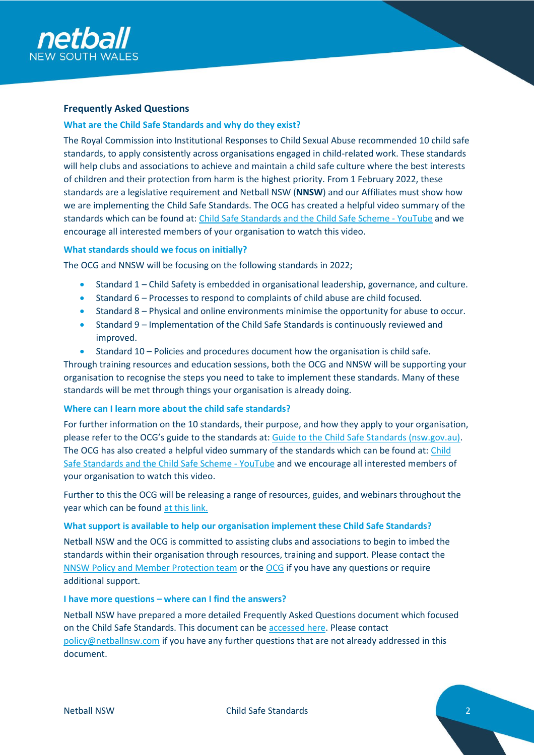## Frequently Asked Questions

### What are the Child Safe Standards and why do they exist?

The Royal Commission into Institutional Responses to Child Sexual Abuse recommended 10 child safe standards, to apply consistently across organisations engaged in child-related work. These standards will help clubs and associations to achieve and maintain a child safe culture where the best interests of children and their protection from harm is the highest priority. From 1 February 2022, these standards are a legislative requirement and Netball NSW (**NNSW**) and our Affiliates must show how we are implementing the Child Safe Standards. The OCG has created a helpful video summary of the standards which can be found at: Child Safe Standards and the Child Safe Scheme - YouTube and we encourage all interested members of your organisation to watch this video.

### What standards should we focus on initially?

The OCG and NNSW will be focusing on the following standards in 2022;

- Standard 1 – Child Safety is embedded in organisational leadership, governance, and culture.
- Standard 6 – Processes to respond to complaints of child abuse are child focused.
- Standard 8 – Physical and online environments minimise the opportunity for abuse to occur.
- Standard 9 – Implementation of the Child Safe Standards is continuously reviewed and improved.
- Standard 10 – Policies and procedures document how the organisation is child safe.

Through training resources and education sessions, both the OCG and NNSW will be supporting your organisation to recognise the steps you need to take to implement these standards. Many of these standards will be met through things your organisation is already doing.

### Where can I learn more about the child safe standards?

For further information on the 10 standards, their purpose, and how they apply to your organisation, please refer to the OCG's guide to the standards at: Guide to the Child Safe Standards (nsw.gov.au). The OCG has also created a helpful video summary of the standards which can be found at: Child Safe Standards and the Child Safe Scheme - YouTube and we encourage all interested members of your organisation to watch this video.

Further to this the OCG will be releasing a range of resources, guides, and webinars throughout the year which can be found at this link.

### What support is available to help our organisation implement these Child Safe Standards?

Netball NSW and the OCG is committed to assisting clubs and associations to begin to imbed the standards within their organisation through resources, training and support. Please contact the NNSW Policy and Member Protection team or the OCG if you have any questions or require additional support.

### I have more questions – where can I find the answers?

Netball NSW have prepared a more detailed Frequently Asked Questions document which focused on the Child Safe Standards. This document can be accessed here. Please contact policy@netballnsw.com if you have any further questions that are not already addressed in this document.